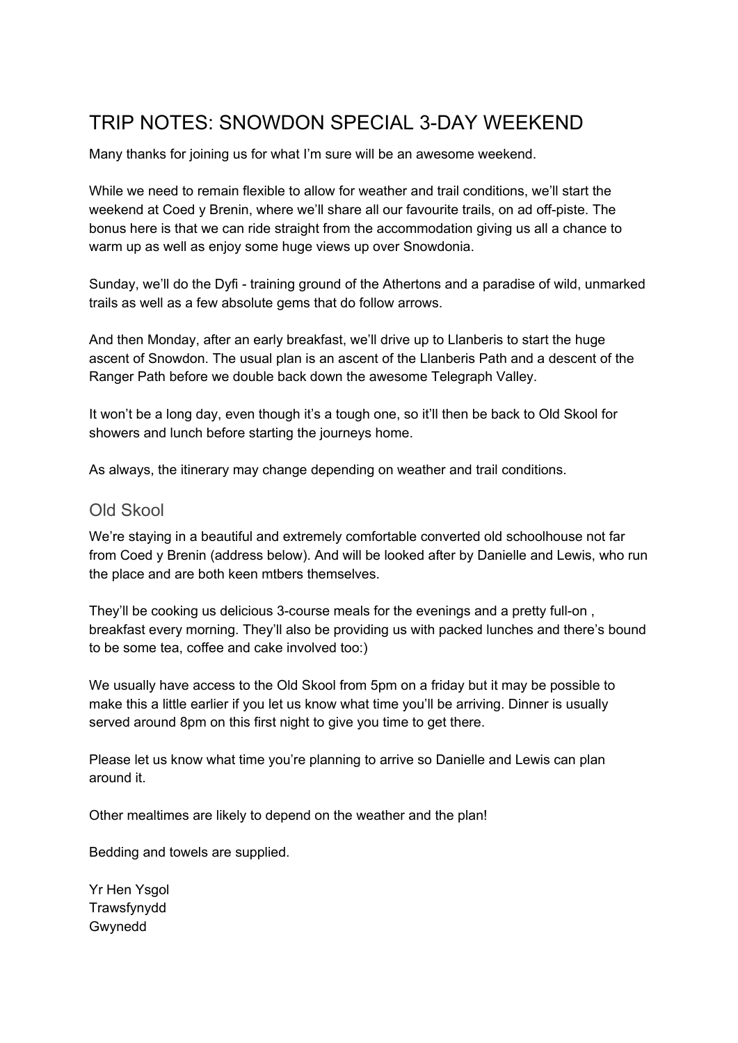# TRIP NOTES: SNOWDON SPECIAL 3-DAY WEEKEND

Many thanks for joining us for what I'm sure will be an awesome weekend.

While we need to remain flexible to allow for weather and trail conditions, we'll start the weekend at Coed y Brenin, where we'll share all our favourite trails, on ad off-piste. The bonus here is that we can ride straight from the accommodation giving us all a chance to warm up as well as enjoy some huge views up over Snowdonia.

Sunday, we'll do the Dyfi - training ground of the Athertons and a paradise of wild, unmarked trails as well as a few absolute gems that do follow arrows.

And then Monday, after an early breakfast, we'll drive up to Llanberis to start the huge ascent of Snowdon. The usual plan is an ascent of the Llanberis Path and a descent of the Ranger Path before we double back down the awesome Telegraph Valley.

It won't be a long day, even though it's a tough one, so it'll then be back to Old Skool for showers and lunch before starting the journeys home.

As always, the itinerary may change depending on weather and trail conditions.

## Old Skool

We're staying in a beautiful and extremely comfortable converted old schoolhouse not far from Coed y Brenin (address below). And will be looked after by Danielle and Lewis, who run the place and are both keen mtbers themselves.

They'll be cooking us delicious 3-course meals for the evenings and a pretty full-on , breakfast every morning. They'll also be providing us with packed lunches and there's bound to be some tea, coffee and cake involved too:)

We usually have access to the Old Skool from 5pm on a friday but it may be possible to make this a little earlier if you let us know what time you'll be arriving. Dinner is usually served around 8pm on this first night to give you time to get there.

Please let us know what time you're planning to arrive so Danielle and Lewis can plan around it.

Other mealtimes are likely to depend on the weather and the plan!

Bedding and towels are supplied.

Yr Hen Ysgol
Trawsfynydd
Gwynedd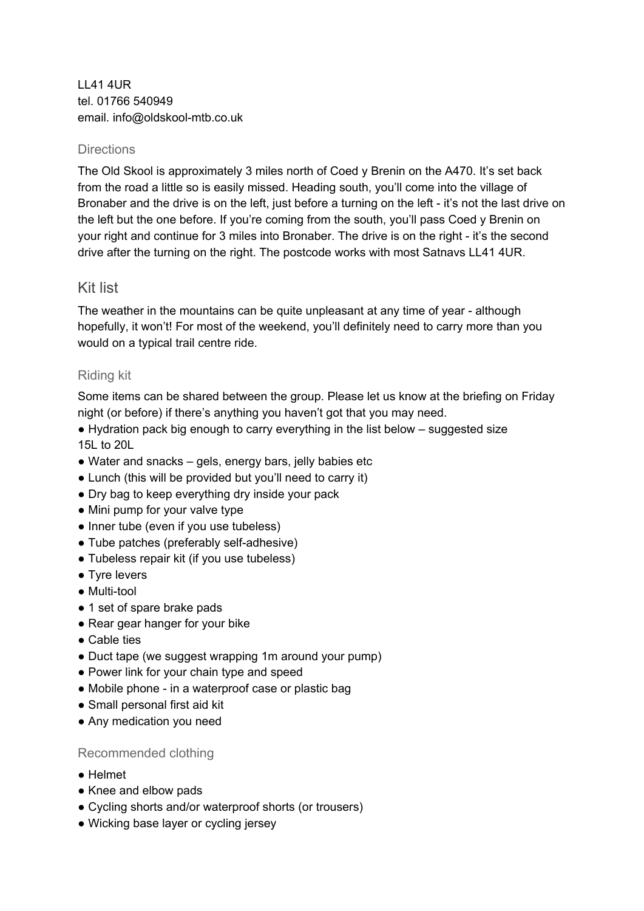LL41 4UR
tel. 01766 540949
email. info@oldskool-mtb.co.uk

### Directions

The Old Skool is approximately 3 miles north of Coed y Brenin on the A470. It's set back from the road a little so is easily missed. Heading south, you'll come into the village of Bronaber and the drive is on the left, just before a turning on the left - it's not the last drive on the left but the one before. If you're coming from the south, you'll pass Coed y Brenin on your right and continue for 3 miles into Bronaber. The drive is on the right - it's the second drive after the turning on the right. The postcode works with most Satnavs LL41 4UR.

## Kit list

The weather in the mountains can be quite unpleasant at any time of year - although hopefully, it won't! For most of the weekend, you'll definitely need to carry more than you would on a typical trail centre ride.

### Riding kit

Some items can be shared between the group. Please let us know at the briefing on Friday night (or before) if there's anything you haven't got that you may need.

- Hydration pack big enough to carry everything in the list below – suggested size 15L to 20L
- Water and snacks – gels, energy bars, jelly babies etc
- Lunch (this will be provided but you'll need to carry it)
- Dry bag to keep everything dry inside your pack
- Mini pump for your valve type
- Inner tube (even if you use tubeless)
- Tube patches (preferably self-adhesive)
- Tubeless repair kit (if you use tubeless)
- Tyre levers
- Multi-tool
- 1 set of spare brake pads
- Rear gear hanger for your bike
- Cable ties
- Duct tape (we suggest wrapping 1m around your pump)
- Power link for your chain type and speed
- Mobile phone - in a waterproof case or plastic bag
- Small personal first aid kit
- Any medication you need

### Recommended clothing

- Helmet
- Knee and elbow pads
- Cycling shorts and/or waterproof shorts (or trousers)
- Wicking base layer or cycling jersey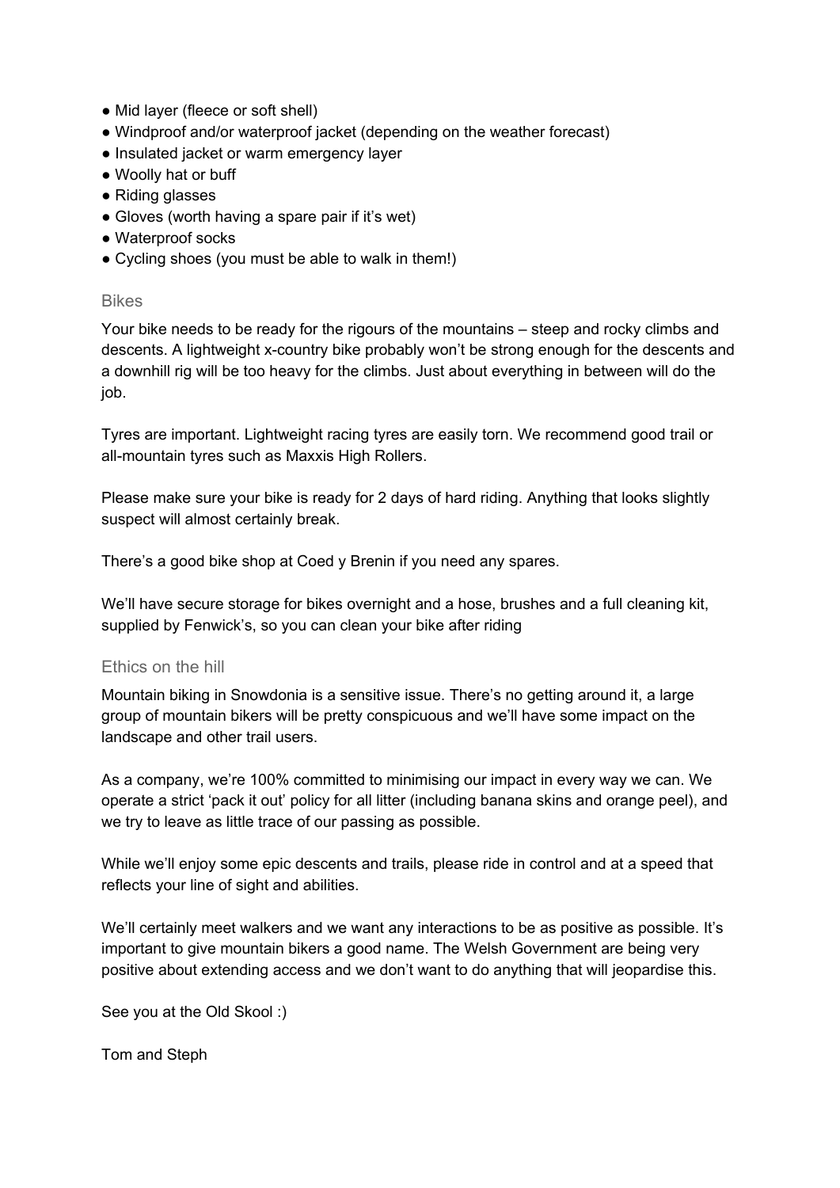- Mid layer (fleece or soft shell)
- Windproof and/or waterproof jacket (depending on the weather forecast)
- Insulated jacket or warm emergency layer
- Woolly hat or buff
- Riding glasses
- Gloves (worth having a spare pair if it's wet)
- Waterproof socks
- Cycling shoes (you must be able to walk in them!)

### Bikes

Your bike needs to be ready for the rigours of the mountains – steep and rocky climbs and descents. A lightweight x-country bike probably won't be strong enough for the descents and a downhill rig will be too heavy for the climbs. Just about everything in between will do the job.

Tyres are important. Lightweight racing tyres are easily torn. We recommend good trail or all-mountain tyres such as Maxxis High Rollers.

Please make sure your bike is ready for 2 days of hard riding. Anything that looks slightly suspect will almost certainly break.

There's a good bike shop at Coed y Brenin if you need any spares.

We'll have secure storage for bikes overnight and a hose, brushes and a full cleaning kit, supplied by Fenwick's, so you can clean your bike after riding

### Ethics on the hill

Mountain biking in Snowdonia is a sensitive issue. There's no getting around it, a large group of mountain bikers will be pretty conspicuous and we'll have some impact on the landscape and other trail users.

As a company, we're 100% committed to minimising our impact in every way we can. We operate a strict 'pack it out' policy for all litter (including banana skins and orange peel), and we try to leave as little trace of our passing as possible.

While we'll enjoy some epic descents and trails, please ride in control and at a speed that reflects your line of sight and abilities.

We'll certainly meet walkers and we want any interactions to be as positive as possible. It's important to give mountain bikers a good name. The Welsh Government are being very positive about extending access and we don't want to do anything that will jeopardise this.

See you at the Old Skool :)

Tom and Steph